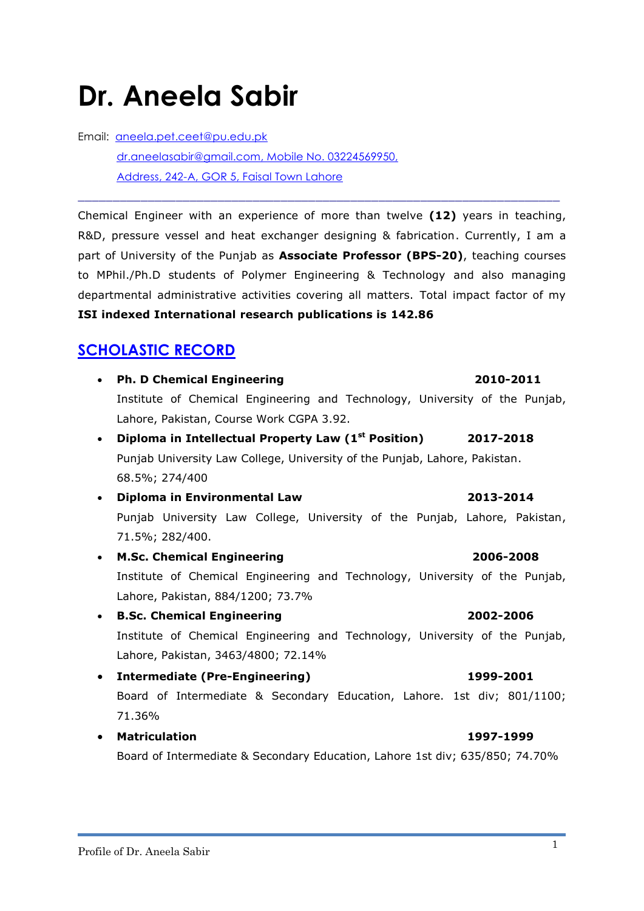# Dr. Aneela Sabir

Email: aneela.pet.ceet@pu.edu.pk
dr.aneelasabir@gmail.com, Mobile No. 03224569950,
Address, 242-A, GOR 5, Faisal Town Lahore

---

Chemical Engineer with an experience of more than twelve **(12)** years in teaching, R&D, pressure vessel and heat exchanger designing & fabrication. Currently, I am a part of University of the Punjab as **Associate Professor (BPS-20)**, teaching courses to MPhil./Ph.D students of Polymer Engineering & Technology and also managing departmental administrative activities covering all matters. Total impact factor of my **ISI indexed International research publications is 142.86**

## SCHOLASTIC RECORD

- **Ph. D Chemical Engineering** **2010-2011**
  Institute of Chemical Engineering and Technology, University of the Punjab, Lahore, Pakistan, Course Work CGPA 3.92.
- **Diploma in Intellectual Property Law (1st Position)** **2017-2018**
  Punjab University Law College, University of the Punjab, Lahore, Pakistan. 68.5%; 274/400
- **Diploma in Environmental Law** **2013-2014**
  Punjab University Law College, University of the Punjab, Lahore, Pakistan, 71.5%; 282/400.
- **M.Sc. Chemical Engineering** **2006-2008**
  Institute of Chemical Engineering and Technology, University of the Punjab, Lahore, Pakistan, 884/1200; 73.7%
- **B.Sc. Chemical Engineering** **2002-2006**
  Institute of Chemical Engineering and Technology, University of the Punjab, Lahore, Pakistan, 3463/4800; 72.14%
- **Intermediate (Pre-Engineering)** **1999-2001**
  Board of Intermediate & Secondary Education, Lahore. 1st div; 801/1100; 71.36%
- **Matriculation** **1997-1999**
  Board of Intermediate & Secondary Education, Lahore 1st div; 635/850; 74.70%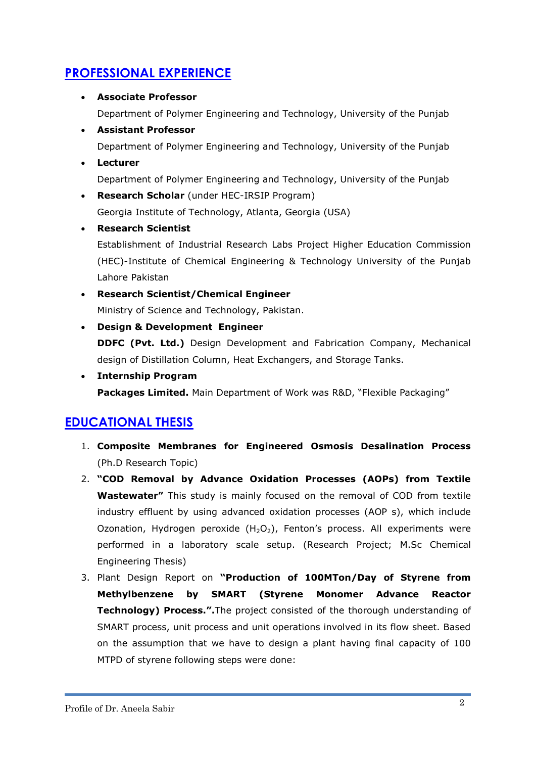## PROFESSIONAL EXPERIENCE

- **Associate Professor**
  Department of Polymer Engineering and Technology, University of the Punjab
- **Assistant Professor**
  Department of Polymer Engineering and Technology, University of the Punjab
- **Lecturer**
  Department of Polymer Engineering and Technology, University of the Punjab
- **Research Scholar** (under HEC-IRSIP Program)
  Georgia Institute of Technology, Atlanta, Georgia (USA)
- **Research Scientist**
  Establishment of Industrial Research Labs Project Higher Education Commission (HEC)-Institute of Chemical Engineering & Technology University of the Punjab Lahore Pakistan
- **Research Scientist/Chemical Engineer**
  Ministry of Science and Technology, Pakistan.
- **Design & Development Engineer**
  **DDFC (Pvt. Ltd.)** Design Development and Fabrication Company, Mechanical design of Distillation Column, Heat Exchangers, and Storage Tanks.
- **Internship Program**
  **Packages Limited.** Main Department of Work was R&D, "Flexible Packaging"

## EDUCATIONAL THESIS

1. **Composite Membranes for Engineered Osmosis Desalination Process** (Ph.D Research Topic)
2. **"COD Removal by Advance Oxidation Processes (AOPs) from Textile Wastewater"** This study is mainly focused on the removal of COD from textile industry effluent by using advanced oxidation processes (AOP s), which include Ozonation, Hydrogen peroxide ($H_2O_2$), Fenton's process. All experiments were performed in a laboratory scale setup. (Research Project; M.Sc Chemical Engineering Thesis)
3. Plant Design Report on **"Production of 100MTon/Day of Styrene from Methylbenzene by SMART (Styrene Monomer Advance Reactor Technology) Process.".** The project consisted of the thorough understanding of SMART process, unit process and unit operations involved in its flow sheet. Based on the assumption that we have to design a plant having final capacity of 100 MTPD of styrene following steps were done: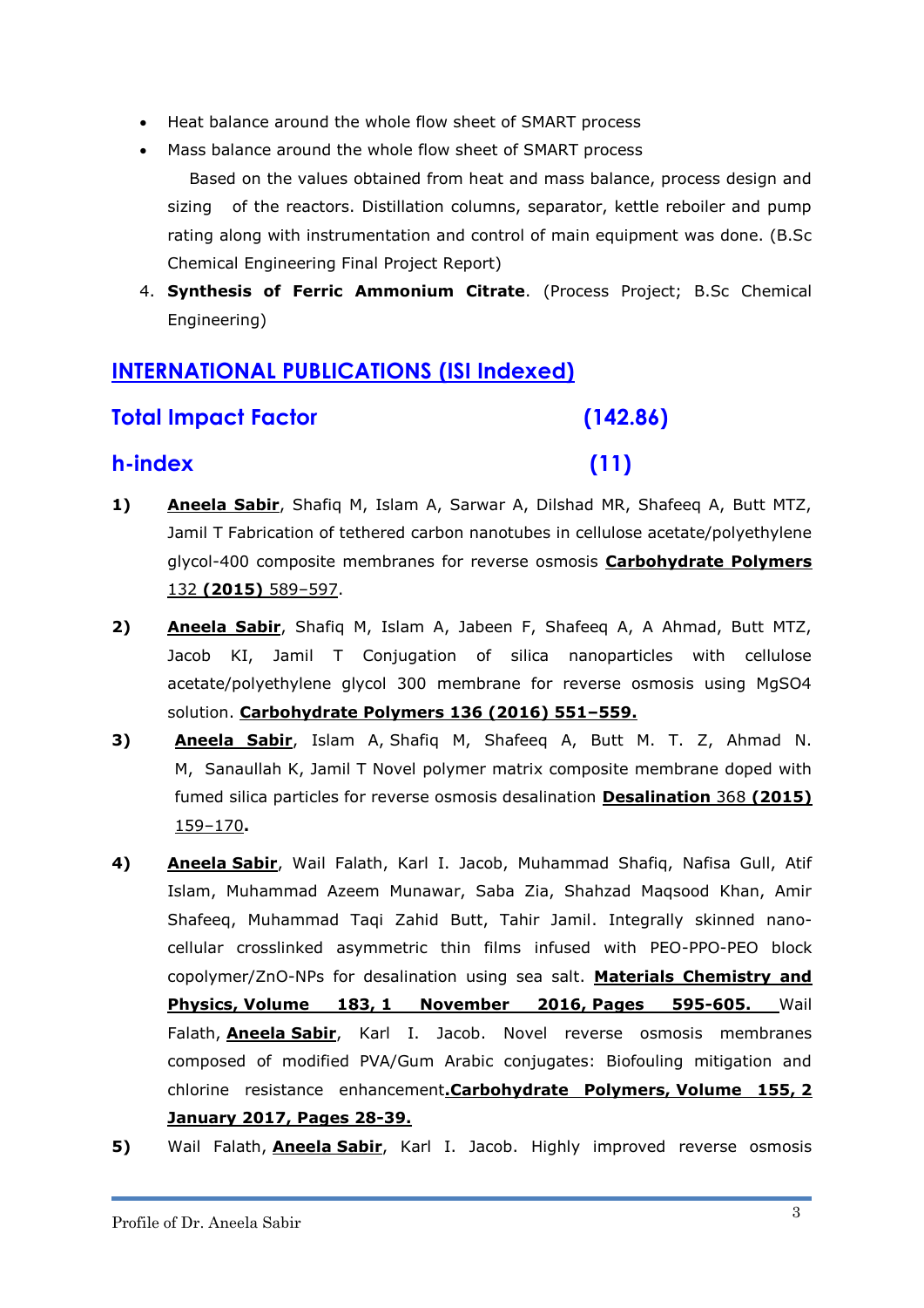- Heat balance around the whole flow sheet of SMART process
- Mass balance around the whole flow sheet of SMART process

  Based on the values obtained from heat and mass balance, process design and sizing of the reactors. Distillation columns, separator, kettle reboiler and pump rating along with instrumentation and control of main equipment was done. (B.Sc Chemical Engineering Final Project Report)

4. **Synthesis of Ferric Ammonium Citrate**. (Process Project; B.Sc Chemical Engineering)

## INTERNATIONAL PUBLICATIONS (ISI Indexed)

## Total Impact Factor (142.86)

## h-index (11)

**1)** **Aneela Sabir**, Shafiq M, Islam A, Sarwar A, Dilshad MR, Shafeeq A, Butt MTZ, Jamil T Fabrication of tethered carbon nanotubes in cellulose acetate/polyethylene glycol-400 composite membranes for reverse osmosis **Carbohydrate Polymers** 132 **(2015)** 589–597.

**2)** **Aneela Sabir**, Shafiq M, Islam A, Jabeen F, Shafeeq A, A Ahmad, Butt MTZ, Jacob KI, Jamil T Conjugation of silica nanoparticles with cellulose acetate/polyethylene glycol 300 membrane for reverse osmosis using $MgSO_4$ solution. **Carbohydrate Polymers 136 (2016) 551–559.**

**3)** **Aneela Sabir**, Islam A, Shafiq M, Shafeeq A, Butt M. T. Z, Ahmad N. M, Sanaullah K, Jamil T Novel polymer matrix composite membrane doped with fumed silica particles for reverse osmosis desalination **Desalination** 368 **(2015)** 159–170**.**

**4)** **Aneela Sabir**, Wail Falath, Karl I. Jacob, Muhammad Shafiq, Nafisa Gull, Atif Islam, Muhammad Azeem Munawar, Saba Zia, Shahzad Maqsood Khan, Amir Shafeeq, Muhammad Taqi Zahid Butt, Tahir Jamil. Integrally skinned nano-cellular crosslinked asymmetric thin films infused with PEO-PPO-PEO block copolymer/ZnO-NPs for desalination using sea salt. **Materials Chemistry and Physics, Volume 183, 1 November 2016, Pages 595-605.** Wail Falath, **Aneela Sabir**, Karl I. Jacob. Novel reverse osmosis membranes composed of modified PVA/Gum Arabic conjugates: Biofouling mitigation and chlorine resistance enhancement**.Carbohydrate Polymers, Volume 155, 2 January 2017, Pages 28-39.**

**5)** Wail Falath, **Aneela Sabir**, Karl I. Jacob. Highly improved reverse osmosis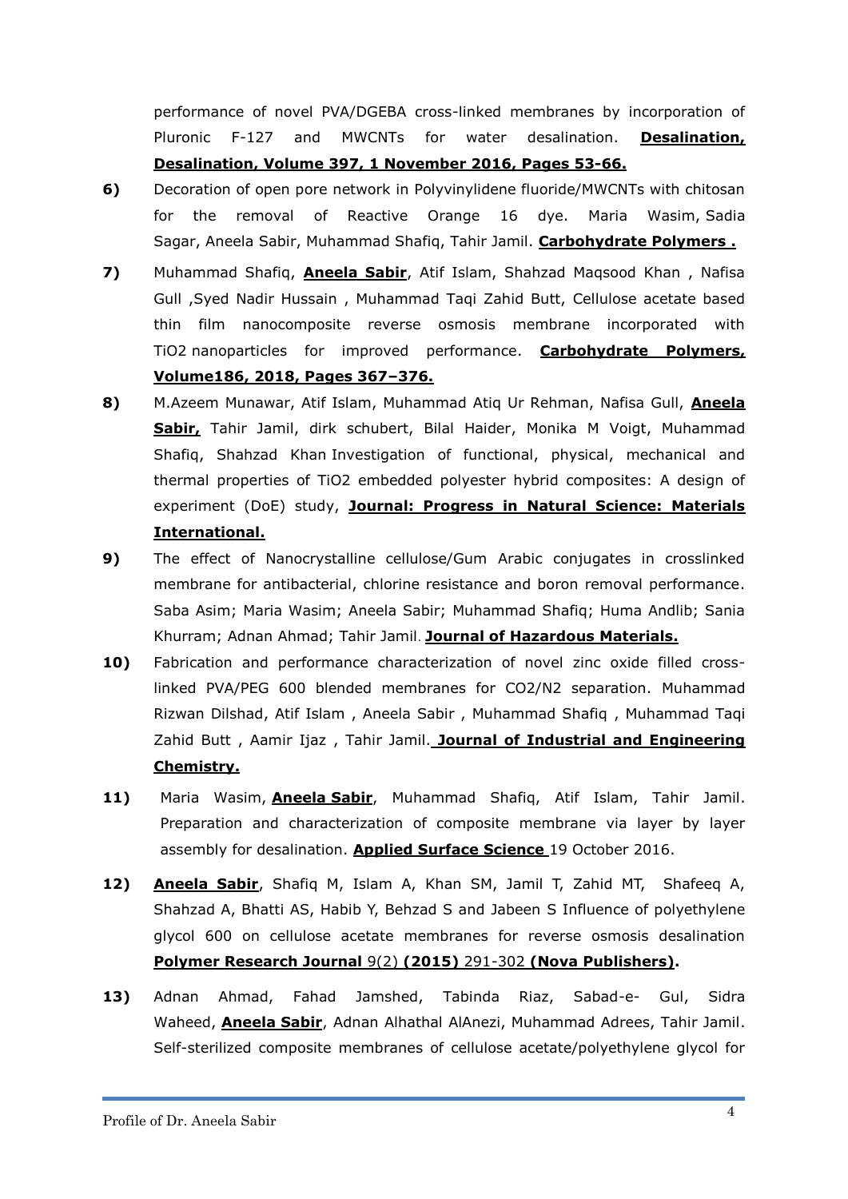performance of novel PVA/DGEBA cross-linked membranes by incorporation of Pluronic F-127 and MWCNTs for water desalination. **Desalination, Desalination, Volume 397, 1 November 2016, Pages 53-66.**

**6)** Decoration of open pore network in Polyvinylidene fluoride/MWCNTs with chitosan for the removal of Reactive Orange 16 dye. Maria Wasim, Sadia Sagar, Aneela Sabir, Muhammad Shafiq, Tahir Jamil. **Carbohydrate Polymers .**

**7)** Muhammad Shafiq, **Aneela Sabir**, Atif Islam, Shahzad Maqsood Khan , Nafisa Gull ,Syed Nadir Hussain , Muhammad Taqi Zahid Butt, Cellulose acetate based thin film nanocomposite reverse osmosis membrane incorporated with $TiO_2$ nanoparticles for improved performance. **Carbohydrate Polymers, Volume186, 2018, Pages 367–376.**

**8)** M.Azeem Munawar, Atif Islam, Muhammad Atiq Ur Rehman, Nafisa Gull, **Aneela Sabir,** Tahir Jamil, dirk schubert, Bilal Haider, Monika M Voigt, Muhammad Shafiq, Shahzad Khan Investigation of functional, physical, mechanical and thermal properties of $TiO_2$ embedded polyester hybrid composites: A design of experiment (DoE) study, **Journal: Progress in Natural Science: Materials International.**

**9)** The effect of Nanocrystalline cellulose/Gum Arabic conjugates in crosslinked membrane for antibacterial, chlorine resistance and boron removal performance. Saba Asim; Maria Wasim; Aneela Sabir; Muhammad Shafiq; Huma Andlib; Sania Khurram; Adnan Ahmad; Tahir Jamil. **Journal of Hazardous Materials.**

**10)** Fabrication and performance characterization of novel zinc oxide filled cross-linked PVA/PEG 600 blended membranes for $CO_2/N_2$ separation. Muhammad Rizwan Dilshad, Atif Islam , Aneela Sabir , Muhammad Shafiq , Muhammad Taqi Zahid Butt , Aamir Ijaz , Tahir Jamil. **Journal of Industrial and Engineering Chemistry.**

**11)** Maria Wasim, **Aneela Sabir**, Muhammad Shafiq, Atif Islam, Tahir Jamil. Preparation and characterization of composite membrane via layer by layer assembly for desalination. **Applied Surface Science** 19 October 2016.

**12)** **Aneela Sabir**, Shafiq M, Islam A, Khan SM, Jamil T, Zahid MT, Shafeeq A, Shahzad A, Bhatti AS, Habib Y, Behzad S and Jabeen S Influence of polyethylene glycol 600 on cellulose acetate membranes for reverse osmosis desalination **Polymer Research Journal** 9(2) **(2015)** 291-302 **(Nova Publishers).**

**13)** Adnan Ahmad, Fahad Jamshed, Tabinda Riaz, Sabad-e- Gul, Sidra Waheed, **Aneela Sabir**, Adnan Alhathal AlAnezi, Muhammad Adrees, Tahir Jamil. Self-sterilized composite membranes of cellulose acetate/polyethylene glycol for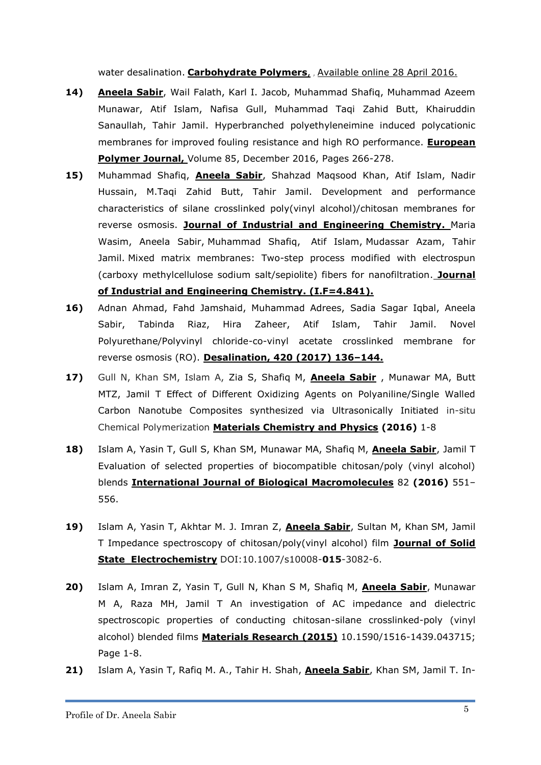water desalination. **Carbohydrate Polymers**, , Available online 28 April 2016.

14) **Aneela Sabir**, Wail Falath, Karl I. Jacob, Muhammad Shafiq, Muhammad Azeem Munawar, Atif Islam, Nafisa Gull, Muhammad Taqi Zahid Butt, Khairuddin Sanaullah, Tahir Jamil. Hyperbranched polyethyleneimine induced polycationic membranes for improved fouling resistance and high RO performance. **European Polymer Journal,** Volume 85, December 2016, Pages 266-278.

15) Muhammad Shafiq, **Aneela Sabir**, Shahzad Maqsood Khan, Atif Islam, Nadir Hussain, M.Taqi Zahid Butt, Tahir Jamil. Development and performance characteristics of silane crosslinked poly(vinyl alcohol)/chitosan membranes for reverse osmosis. **Journal of Industrial and Engineering Chemistry.** Maria Wasim, Aneela Sabir, Muhammad Shafiq, Atif Islam, Mudassar Azam, Tahir Jamil. Mixed matrix membranes: Two-step process modified with electrospun (carboxy methylcellulose sodium salt/sepiolite) fibers for nanofiltration. **Journal of Industrial and Engineering Chemistry. (I.F=4.841).**

16) Adnan Ahmad, Fahd Jamshaid, Muhammad Adrees, Sadia Sagar Iqbal, Aneela Sabir, Tabinda Riaz, Hira Zaheer, Atif Islam, Tahir Jamil. Novel Polyurethane/Polyvinyl chloride-co-vinyl acetate crosslinked membrane for reverse osmosis (RO). **Desalination, 420 (2017) 136–144.**

17) Gull N, Khan SM, Islam A, Zia S, Shafiq M, **Aneela Sabir** , Munawar MA, Butt MTZ, Jamil T Effect of Different Oxidizing Agents on Polyaniline/Single Walled Carbon Nanotube Composites synthesized via Ultrasonically Initiated in-situ Chemical Polymerization **Materials Chemistry and Physics** **(2016)** 1-8

18) Islam A, Yasin T, Gull S, Khan SM, Munawar MA, Shafiq M, **Aneela Sabir**, Jamil T Evaluation of selected properties of biocompatible chitosan/poly (vinyl alcohol) blends **International Journal of Biological Macromolecules** 82 **(2016)** 551–556.

19) Islam A, Yasin T, Akhtar M. J. Imran Z, **Aneela Sabir**, Sultan M, Khan SM, Jamil T Impedance spectroscopy of chitosan/poly(vinyl alcohol) film **Journal of Solid State Electrochemistry** DOI:10.1007/s10008-**015**-3082-6.

20) Islam A, Imran Z, Yasin T, Gull N, Khan S M, Shafiq M, **Aneela Sabir**, Munawar M A, Raza MH, Jamil T An investigation of AC impedance and dielectric spectroscopic properties of conducting chitosan-silane crosslinked-poly (vinyl alcohol) blended films **Materials Research (2015)** 10.1590/1516-1439.043715; Page 1-8.

21) Islam A, Yasin T, Rafiq M. A., Tahir H. Shah, **Aneela Sabir**, Khan SM, Jamil T. In-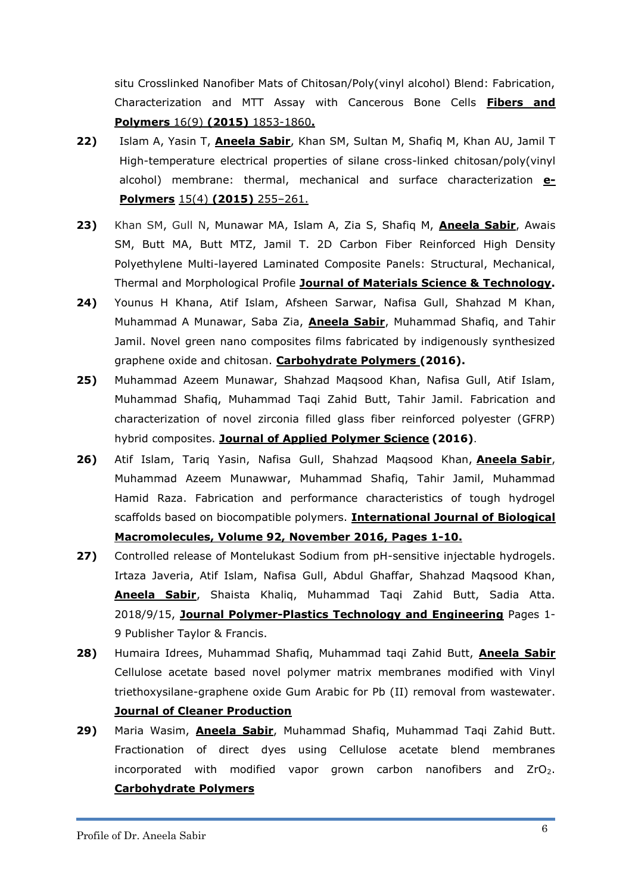situ Crosslinked Nanofiber Mats of Chitosan/Poly(vinyl alcohol) Blend: Fabrication, Characterization and MTT Assay with Cancerous Bone Cells **Fibers and Polymers** 16(9) **(2015)** 1853-1860**.**

**22)** Islam A, Yasin T, **Aneela Sabir**, Khan SM, Sultan M, Shafiq M, Khan AU, Jamil T High-temperature electrical properties of silane cross-linked chitosan/poly(vinyl alcohol) membrane: thermal, mechanical and surface characterization **e-Polymers** 15(4) **(2015)** 255–261.

**23)** Khan SM, Gull N, Munawar MA, Islam A, Zia S, Shafiq M, **Aneela Sabir**, Awais SM, Butt MA, Butt MTZ, Jamil T. 2D Carbon Fiber Reinforced High Density Polyethylene Multi-layered Laminated Composite Panels: Structural, Mechanical, Thermal and Morphological Profile **Journal of Materials Science & Technology.**

**24)** Younus H Khana, Atif Islam, Afsheen Sarwar, Nafisa Gull, Shahzad M Khan, Muhammad A Munawar, Saba Zia, **Aneela Sabir**, Muhammad Shafiq, and Tahir Jamil. Novel green nano composites films fabricated by indigenously synthesized graphene oxide and chitosan. **Carbohydrate Polymers (2016).**

**25)** Muhammad Azeem Munawar, Shahzad Maqsood Khan, Nafisa Gull, Atif Islam, Muhammad Shafiq, Muhammad Taqi Zahid Butt, Tahir Jamil. Fabrication and characterization of novel zirconia filled glass fiber reinforced polyester (GFRP) hybrid composites. **Journal of Applied Polymer Science (2016)**.

**26)** Atif Islam, Tariq Yasin, Nafisa Gull, Shahzad Maqsood Khan, **Aneela Sabir**, Muhammad Azeem Munawwar, Muhammad Shafiq, Tahir Jamil, Muhammad Hamid Raza. Fabrication and performance characteristics of tough hydrogel scaffolds based on biocompatible polymers. **International Journal of Biological Macromolecules, Volume 92, November 2016, Pages 1-10.**

**27)** Controlled release of Montelukast Sodium from pH-sensitive injectable hydrogels. Irtaza Javeria, Atif Islam, Nafisa Gull, Abdul Ghaffar, Shahzad Maqsood Khan, **Aneela Sabir**, Shaista Khaliq, Muhammad Taqi Zahid Butt, Sadia Atta. 2018/9/15, **Journal Polymer-Plastics Technology and Engineering** Pages 1-9 Publisher Taylor & Francis.

**28)** Humaira Idrees, Muhammad Shafiq, Muhammad taqi Zahid Butt, **Aneela Sabir** Cellulose acetate based novel polymer matrix membranes modified with Vinyl triethoxysilane-graphene oxide Gum Arabic for Pb (II) removal from wastewater. **Journal of Cleaner Production**

**29)** Maria Wasim, **Aneela Sabir**, Muhammad Shafiq, Muhammad Taqi Zahid Butt. Fractionation of direct dyes using Cellulose acetate blend membranes incorporated with modified vapor grown carbon nanofibers and $ZrO_2$. **Carbohydrate Polymers**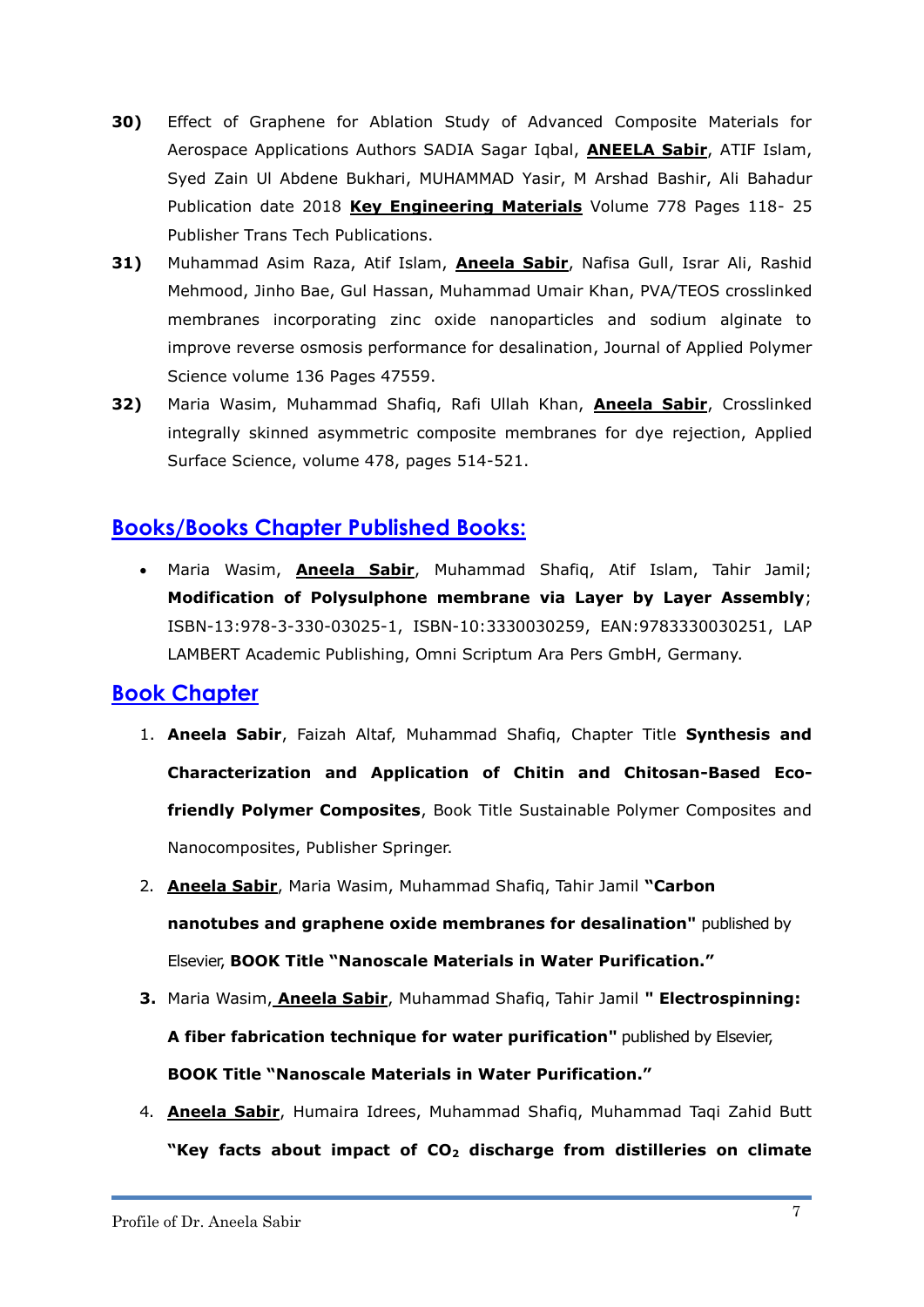**30)** Effect of Graphene for Ablation Study of Advanced Composite Materials for Aerospace Applications Authors SADIA Sagar Iqbal, **ANEELA Sabir**, ATIF Islam, Syed Zain Ul Abdene Bukhari, MUHAMMAD Yasir, M Arshad Bashir, Ali Bahadur Publication date 2018 **Key Engineering Materials** Volume 778 Pages 118- 25 Publisher Trans Tech Publications.

**31)** Muhammad Asim Raza, Atif Islam, **Aneela Sabir**, Nafisa Gull, Israr Ali, Rashid Mehmood, Jinho Bae, Gul Hassan, Muhammad Umair Khan, PVA/TEOS crosslinked membranes incorporating zinc oxide nanoparticles and sodium alginate to improve reverse osmosis performance for desalination, Journal of Applied Polymer Science volume 136 Pages 47559.

**32)** Maria Wasim, Muhammad Shafiq, Rafi Ullah Khan, **Aneela Sabir**, Crosslinked integrally skinned asymmetric composite membranes for dye rejection, Applied Surface Science, volume 478, pages 514-521.

## Books/Books Chapter Published Books:

- Maria Wasim, **Aneela Sabir**, Muhammad Shafiq, Atif Islam, Tahir Jamil; **Modification of Polysulphone membrane via Layer by Layer Assembly**; ISBN-13:978-3-330-03025-1, ISBN-10:3330030259, EAN:9783330030251, LAP LAMBERT Academic Publishing, Omni Scriptum Ara Pers GmbH, Germany.

## Book Chapter

1. **Aneela Sabir**, Faizah Altaf, Muhammad Shafiq, Chapter Title **Synthesis and Characterization and Application of Chitin and Chitosan-Based Eco-friendly Polymer Composites**, Book Title Sustainable Polymer Composites and Nanocomposites, Publisher Springer.
2. **Aneela Sabir**, Maria Wasim, Muhammad Shafiq, Tahir Jamil **"Carbon nanotubes and graphene oxide membranes for desalination"** published by Elsevier, **BOOK Title "Nanoscale Materials in Water Purification."**
3. Maria Wasim, **Aneela Sabir**, Muhammad Shafiq, Tahir Jamil **" Electrospinning: A fiber fabrication technique for water purification"** published by Elsevier, **BOOK Title "Nanoscale Materials in Water Purification."**
4. **Aneela Sabir**, Humaira Idrees, Muhammad Shafiq, Muhammad Taqi Zahid Butt **"Key facts about impact of $CO_2$ discharge from distilleries on climate**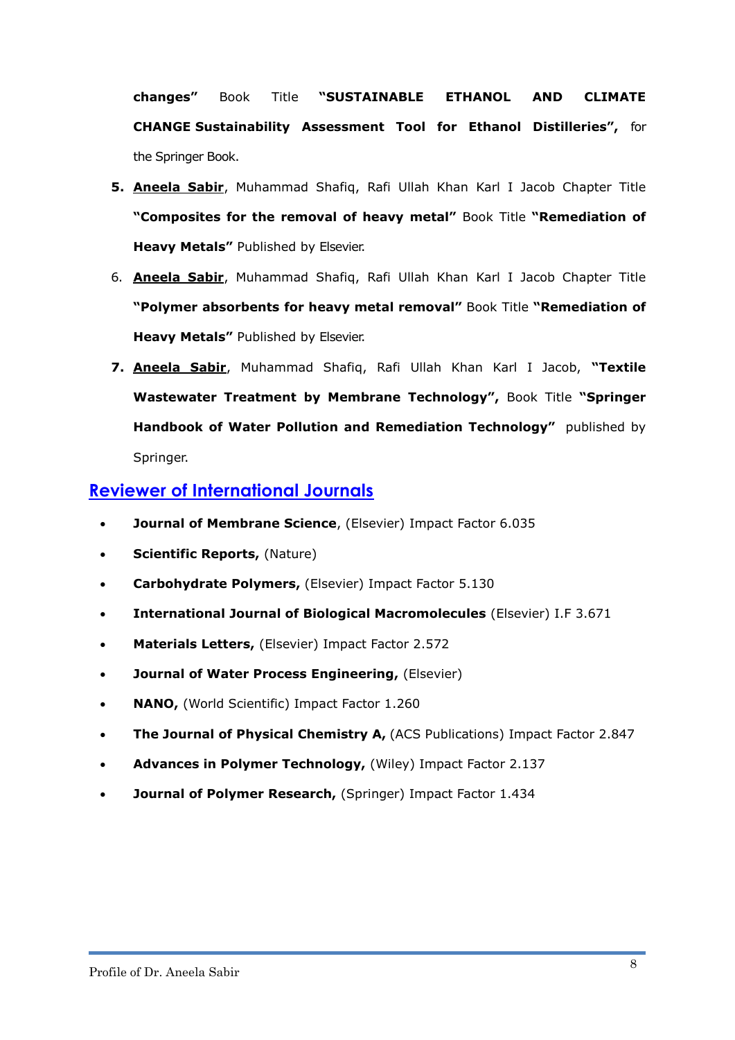**changes"** Book Title **"SUSTAINABLE ETHANOL AND CLIMATE CHANGE Sustainability Assessment Tool for Ethanol Distilleries",** for the Springer Book.

5. **Aneela Sabir**, Muhammad Shafiq, Rafi Ullah Khan Karl I Jacob Chapter Title **"Composites for the removal of heavy metal"** Book Title **"Remediation of Heavy Metals"** Published by Elsevier.
6. **Aneela Sabir**, Muhammad Shafiq, Rafi Ullah Khan Karl I Jacob Chapter Title **"Polymer absorbents for heavy metal removal"** Book Title **"Remediation of Heavy Metals"** Published by Elsevier.
7. **Aneela Sabir**, Muhammad Shafiq, Rafi Ullah Khan Karl I Jacob, **"Textile Wastewater Treatment by Membrane Technology",** Book Title **"Springer Handbook of Water Pollution and Remediation Technology"** published by Springer.

## Reviewer of International Journals

- **Journal of Membrane Science**, (Elsevier) Impact Factor 6.035
- **Scientific Reports,** (Nature)
- **Carbohydrate Polymers,** (Elsevier) Impact Factor 5.130
- **International Journal of Biological Macromolecules** (Elsevier) I.F 3.671
- **Materials Letters,** (Elsevier) Impact Factor 2.572
- **Journal of Water Process Engineering,** (Elsevier)
- **NANO,** (World Scientific) Impact Factor 1.260
- **The Journal of Physical Chemistry A,** (ACS Publications) Impact Factor 2.847
- **Advances in Polymer Technology,** (Wiley) Impact Factor 2.137
- **Journal of Polymer Research,** (Springer) Impact Factor 1.434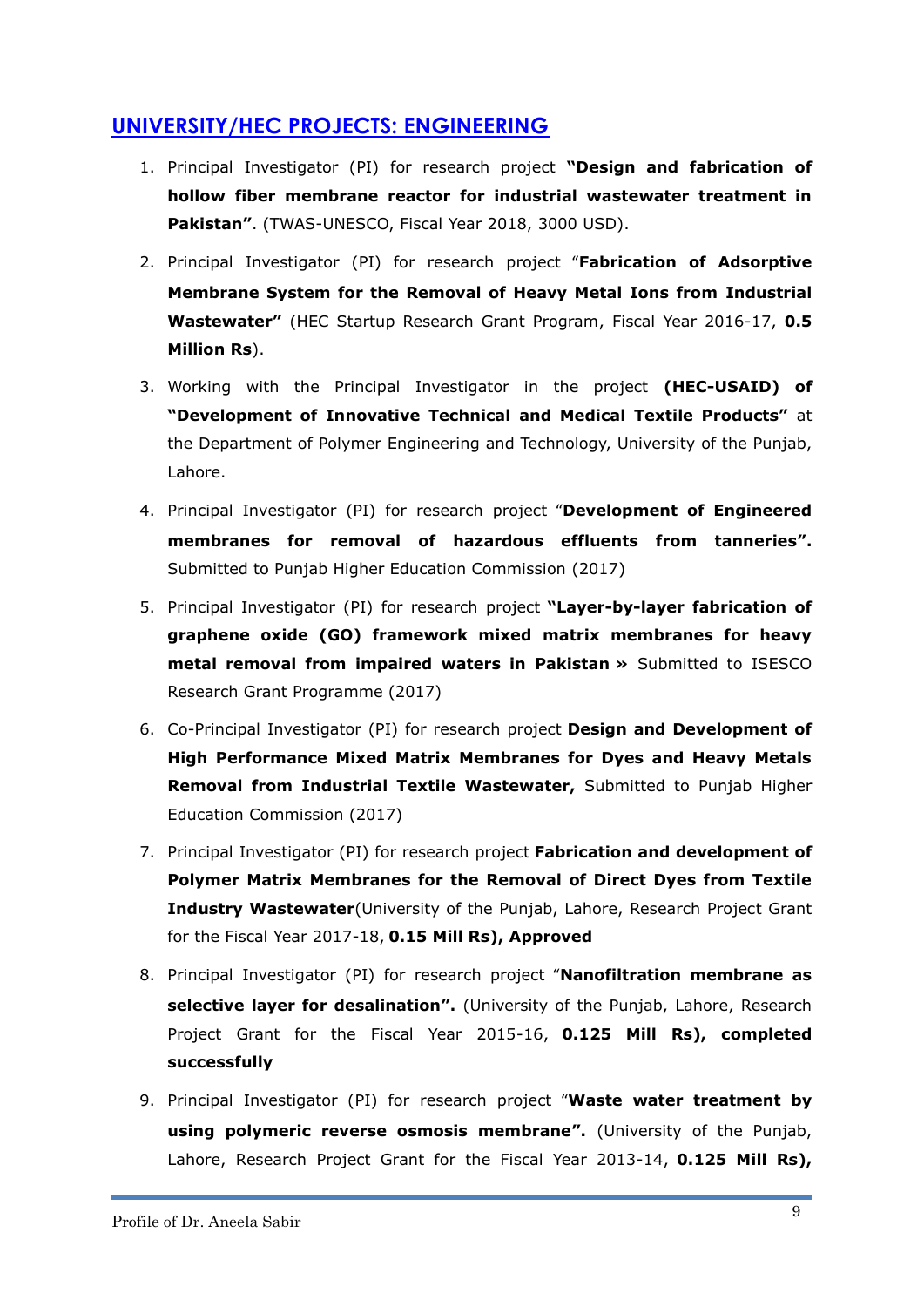## UNIVERSITY/HEC PROJECTS: ENGINEERING

1. Principal Investigator (PI) for research project **"Design and fabrication of hollow fiber membrane reactor for industrial wastewater treatment in Pakistan"**. (TWAS-UNESCO, Fiscal Year 2018, 3000 USD).
2. Principal Investigator (PI) for research project "**Fabrication of Adsorptive Membrane System for the Removal of Heavy Metal Ions from Industrial Wastewater"** (HEC Startup Research Grant Program, Fiscal Year 2016-17, **0.5 Million Rs**).
3. Working with the Principal Investigator in the project **(HEC-USAID) of "Development of Innovative Technical and Medical Textile Products"** at the Department of Polymer Engineering and Technology, University of the Punjab, Lahore.
4. Principal Investigator (PI) for research project "**Development of Engineered membranes for removal of hazardous effluents from tanneries".** Submitted to Punjab Higher Education Commission (2017)
5. Principal Investigator (PI) for research project **"Layer-by-layer fabrication of graphene oxide (GO) framework mixed matrix membranes for heavy metal removal from impaired waters in Pakistan »** Submitted to ISESCO Research Grant Programme (2017)
6. Co-Principal Investigator (PI) for research project **Design and Development of High Performance Mixed Matrix Membranes for Dyes and Heavy Metals Removal from Industrial Textile Wastewater,** Submitted to Punjab Higher Education Commission (2017)
7. Principal Investigator (PI) for research project **Fabrication and development of Polymer Matrix Membranes for the Removal of Direct Dyes from Textile Industry Wastewater**(University of the Punjab, Lahore, Research Project Grant for the Fiscal Year 2017-18, **0.15 Mill Rs), Approved**
8. Principal Investigator (PI) for research project "**Nanofiltration membrane as selective layer for desalination".** (University of the Punjab, Lahore, Research Project Grant for the Fiscal Year 2015-16, **0.125 Mill Rs), completed successfully**
9. Principal Investigator (PI) for research project "**Waste water treatment by using polymeric reverse osmosis membrane".** (University of the Punjab, Lahore, Research Project Grant for the Fiscal Year 2013-14, **0.125 Mill Rs),**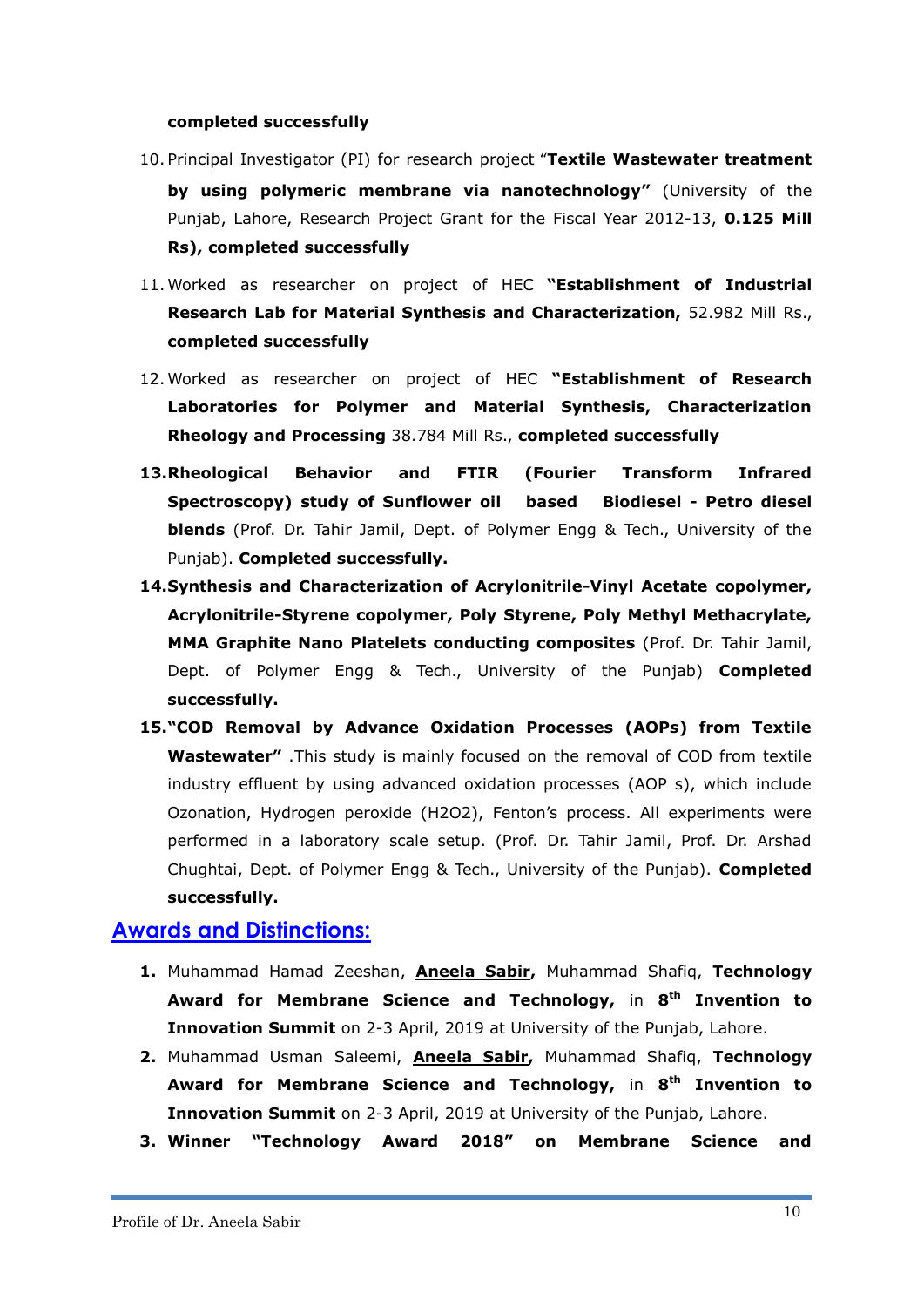**completed successfully**

10. Principal Investigator (PI) for research project "**Textile Wastewater treatment by using polymeric membrane via nanotechnology"** (University of the Punjab, Lahore, Research Project Grant for the Fiscal Year 2012-13, **0.125 Mill Rs), completed successfully**
11. Worked as researcher on project of HEC **"Establishment of Industrial Research Lab for Material Synthesis and Characterization,** 52.982 Mill Rs., **completed successfully**
12. Worked as researcher on project of HEC **"Establishment of Research Laboratories for Polymer and Material Synthesis, Characterization Rheology and Processing** 38.784 Mill Rs., **completed successfully**
13. **Rheological Behavior and FTIR (Fourier Transform Infrared Spectroscopy) study of Sunflower oil based Biodiesel - Petro diesel blends** (Prof. Dr. Tahir Jamil, Dept. of Polymer Engg & Tech., University of the Punjab). **Completed successfully.**
14. **Synthesis and Characterization of Acrylonitrile-Vinyl Acetate copolymer, Acrylonitrile-Styrene copolymer, Poly Styrene, Poly Methyl Methacrylate, MMA Graphite Nano Platelets conducting composites** (Prof. Dr. Tahir Jamil, Dept. of Polymer Engg & Tech., University of the Punjab) **Completed successfully.**
15. **"COD Removal by Advance Oxidation Processes (AOPs) from Textile Wastewater"** .This study is mainly focused on the removal of COD from textile industry effluent by using advanced oxidation processes (AOP s), which include Ozonation, Hydrogen peroxide ($H_2O_2$), Fenton's process. All experiments were performed in a laboratory scale setup. (Prof. Dr. Tahir Jamil, Prof. Dr. Arshad Chughtai, Dept. of Polymer Engg & Tech., University of the Punjab). **Completed successfully.**

## Awards and Distinctions:

1. Muhammad Hamad Zeeshan, **Aneela Sabir,** Muhammad Shafiq, **Technology Award for Membrane Science and Technology,** in **8th Invention to Innovation Summit** on 2-3 April, 2019 at University of the Punjab, Lahore.
2. Muhammad Usman Saleemi, **Aneela Sabir,** Muhammad Shafiq, **Technology Award for Membrane Science and Technology,** in **8th Invention to Innovation Summit** on 2-3 April, 2019 at University of the Punjab, Lahore.
3. **Winner "Technology Award 2018" on Membrane Science and**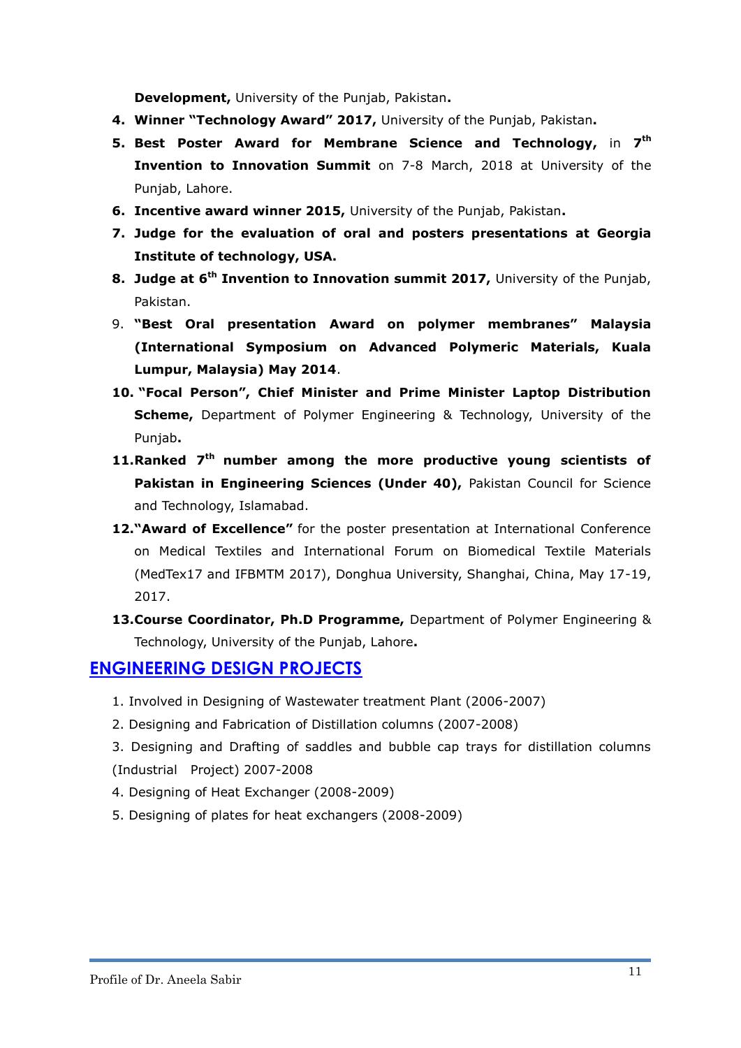**Development,** University of the Punjab, Pakistan**.**

4. **Winner "Technology Award" 2017,** University of the Punjab, Pakistan**.**
5. **Best Poster Award for Membrane Science and Technology,** in **7th Invention to Innovation Summit** on 7-8 March, 2018 at University of the Punjab, Lahore.
6. **Incentive award winner 2015,** University of the Punjab, Pakistan**.**
7. **Judge for the evaluation of oral and posters presentations at Georgia Institute of technology, USA.**
8. **Judge at 6th Invention to Innovation summit 2017,** University of the Punjab, Pakistan.
9. **"Best Oral presentation Award on polymer membranes" Malaysia (International Symposium on Advanced Polymeric Materials, Kuala Lumpur, Malaysia) May 2014**.
10. **"Focal Person", Chief Minister and Prime Minister Laptop Distribution Scheme,** Department of Polymer Engineering & Technology, University of the Punjab**.**
11. **Ranked 7th number among the more productive young scientists of Pakistan in Engineering Sciences (Under 40),** Pakistan Council for Science and Technology, Islamabad.
12. **"Award of Excellence"** for the poster presentation at International Conference on Medical Textiles and International Forum on Biomedical Textile Materials (MedTex17 and IFBMTM 2017), Donghua University, Shanghai, China, May 17-19, 2017.
13. **Course Coordinator, Ph.D Programme,** Department of Polymer Engineering & Technology, University of the Punjab, Lahore**.**

## ENGINEERING DESIGN PROJECTS

1. Involved in Designing of Wastewater treatment Plant (2006-2007)
2. Designing and Fabrication of Distillation columns (2007-2008)
3. Designing and Drafting of saddles and bubble cap trays for distillation columns (Industrial Project) 2007-2008
4. Designing of Heat Exchanger (2008-2009)
5. Designing of plates for heat exchangers (2008-2009)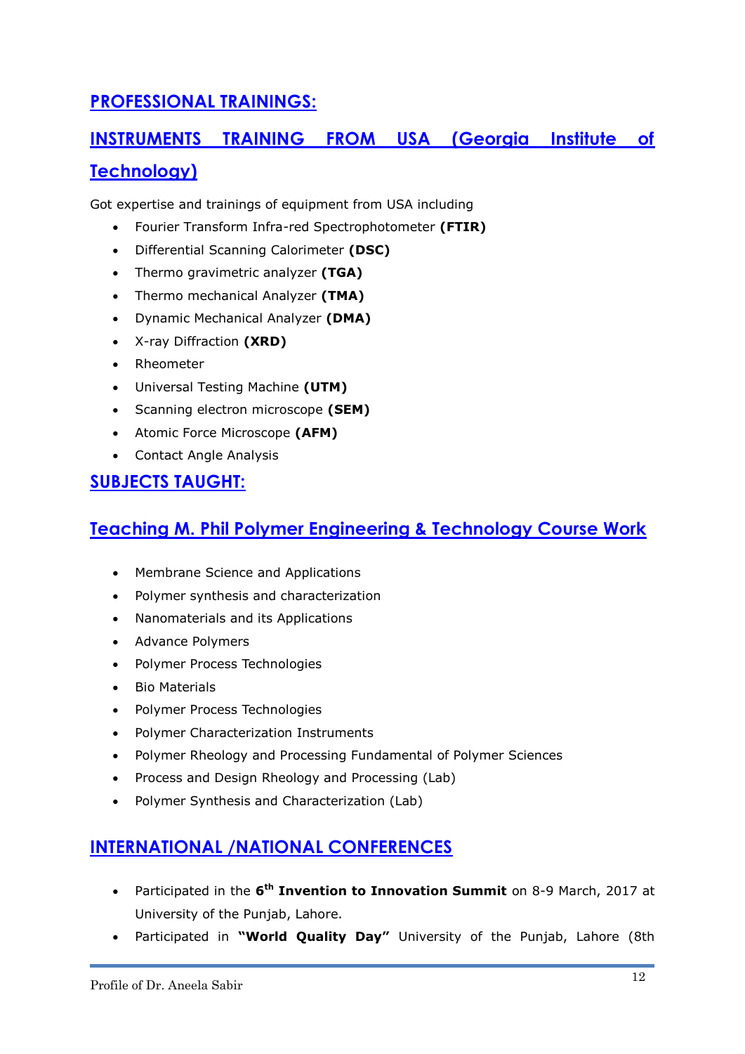## PROFESSIONAL TRAININGS:

## INSTRUMENTS TRAINING FROM USA (Georgia Institute of Technology)

Got expertise and trainings of equipment from USA including

- Fourier Transform Infra-red Spectrophotometer **(FTIR)**
- Differential Scanning Calorimeter **(DSC)**
- Thermo gravimetric analyzer **(TGA)**
- Thermo mechanical Analyzer **(TMA)**
- Dynamic Mechanical Analyzer **(DMA)**
- X-ray Diffraction **(XRD)**
- Rheometer
- Universal Testing Machine **(UTM)**
- Scanning electron microscope **(SEM)**
- Atomic Force Microscope **(AFM)**
- Contact Angle Analysis

## SUBJECTS TAUGHT:

## Teaching M. Phil Polymer Engineering & Technology Course Work

- Membrane Science and Applications
- Polymer synthesis and characterization
- Nanomaterials and its Applications
- Advance Polymers
- Polymer Process Technologies
- Bio Materials
- Polymer Process Technologies
- Polymer Characterization Instruments
- Polymer Rheology and Processing Fundamental of Polymer Sciences
- Process and Design Rheology and Processing (Lab)
- Polymer Synthesis and Characterization (Lab)

## INTERNATIONAL /NATIONAL CONFERENCES

- Participated in the **6th Invention to Innovation Summit** on 8-9 March, 2017 at University of the Punjab, Lahore.
- Participated in **"World Quality Day"** University of the Punjab, Lahore (8th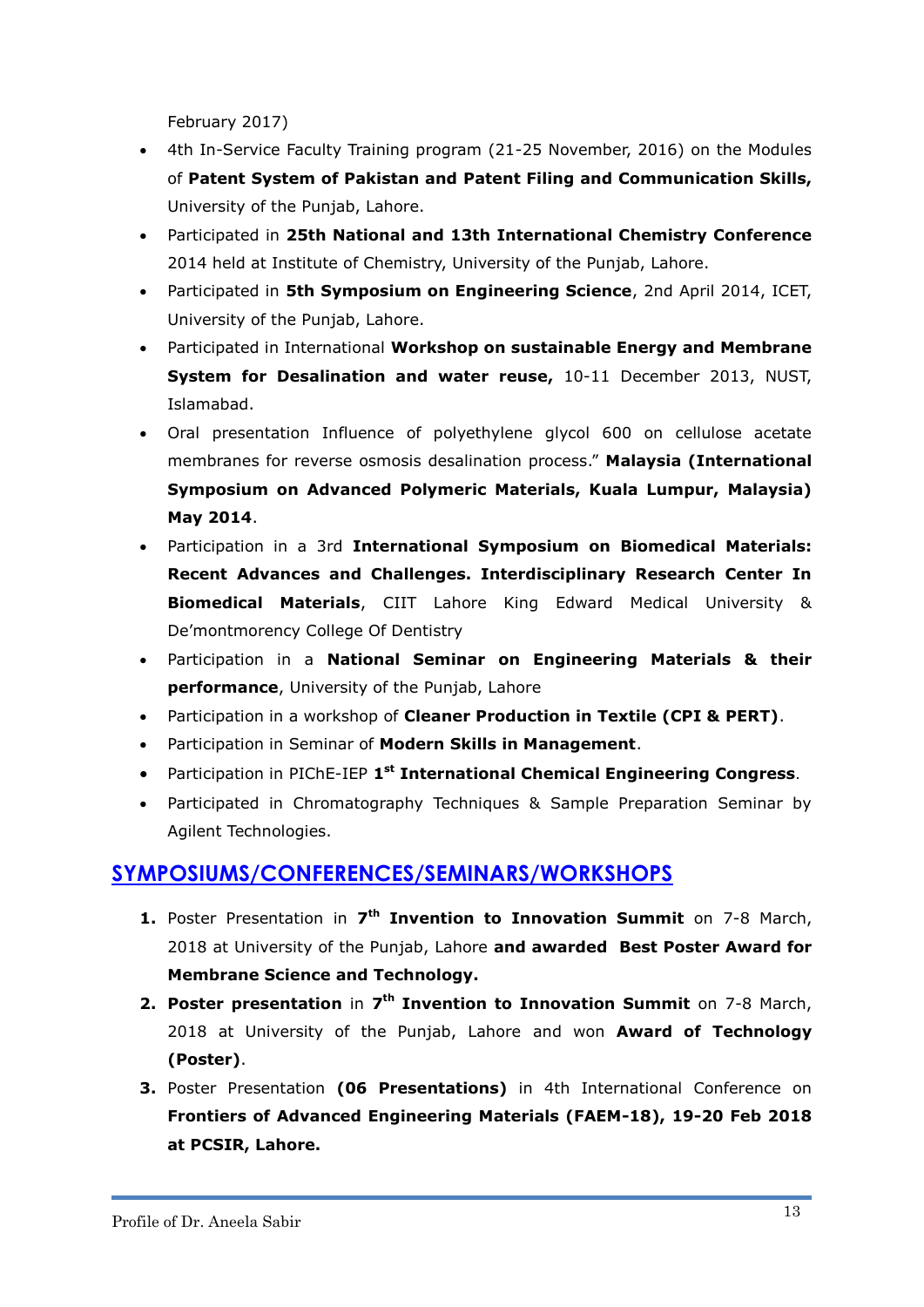February 2017)

- 4th In-Service Faculty Training program (21-25 November, 2016) on the Modules of **Patent System of Pakistan and Patent Filing and Communication Skills,** University of the Punjab, Lahore.
- Participated in **25th National and 13th International Chemistry Conference** 2014 held at Institute of Chemistry, University of the Punjab, Lahore.
- Participated in **5th Symposium on Engineering Science**, 2nd April 2014, ICET, University of the Punjab, Lahore.
- Participated in International **Workshop on sustainable Energy and Membrane System for Desalination and water reuse,** 10-11 December 2013, NUST, Islamabad.
- Oral presentation Influence of polyethylene glycol 600 on cellulose acetate membranes for reverse osmosis desalination process." **Malaysia (International Symposium on Advanced Polymeric Materials, Kuala Lumpur, Malaysia) May 2014**.
- Participation in a 3rd **International Symposium on Biomedical Materials: Recent Advances and Challenges. Interdisciplinary Research Center In Biomedical Materials**, CIIT Lahore King Edward Medical University & De'montmorency College Of Dentistry
- Participation in a **National Seminar on Engineering Materials & their performance**, University of the Punjab, Lahore
- Participation in a workshop of **Cleaner Production in Textile (CPI & PERT)**.
- Participation in Seminar of **Modern Skills in Management**.
- Participation in PIChE-IEP **1st International Chemical Engineering Congress**.
- Participated in Chromatography Techniques & Sample Preparation Seminar by Agilent Technologies.

## SYMPOSIUMS/CONFERENCES/SEMINARS/WORKSHOPS

1. Poster Presentation in **7th Invention to Innovation Summit** on 7-8 March, 2018 at University of the Punjab, Lahore **and awarded Best Poster Award for Membrane Science and Technology.**
2. **Poster presentation** in **7th Invention to Innovation Summit** on 7-8 March, 2018 at University of the Punjab, Lahore and won **Award of Technology (Poster)**.
3. Poster Presentation **(06 Presentations)** in 4th International Conference on **Frontiers of Advanced Engineering Materials (FAEM-18), 19-20 Feb 2018 at PCSIR, Lahore.**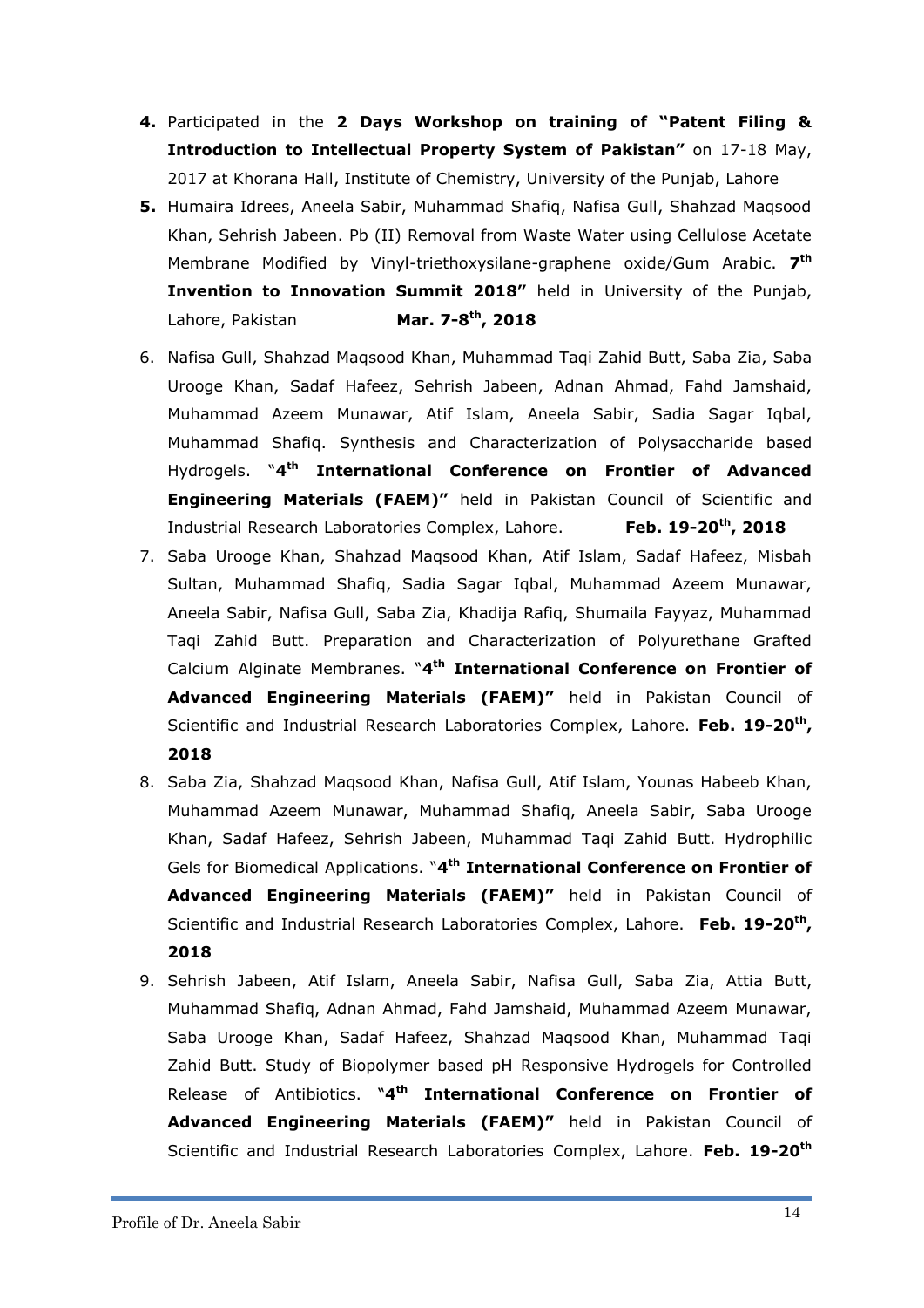4. Participated in the **2 Days Workshop on training of "Patent Filing & Introduction to Intellectual Property System of Pakistan"** on 17-18 May, 2017 at Khorana Hall, Institute of Chemistry, University of the Punjab, Lahore
5. Humaira Idrees, Aneela Sabir, Muhammad Shafiq, Nafisa Gull, Shahzad Maqsood Khan, Sehrish Jabeen. Pb (II) Removal from Waste Water using Cellulose Acetate Membrane Modified by Vinyl-triethoxysilane-graphene oxide/Gum Arabic. **7th Invention to Innovation Summit 2018"** held in University of the Punjab, Lahore, Pakistan **Mar. 7-8th, 2018**
6. Nafisa Gull, Shahzad Maqsood Khan, Muhammad Taqi Zahid Butt, Saba Zia, Saba Urooge Khan, Sadaf Hafeez, Sehrish Jabeen, Adnan Ahmad, Fahd Jamshaid, Muhammad Azeem Munawar, Atif Islam, Aneela Sabir, Sadia Sagar Iqbal, Muhammad Shafiq. Synthesis and Characterization of Polysaccharide based Hydrogels. "**4th International Conference on Frontier of Advanced Engineering Materials (FAEM)"** held in Pakistan Council of Scientific and Industrial Research Laboratories Complex, Lahore. **Feb. 19-20th, 2018**
7. Saba Urooge Khan, Shahzad Maqsood Khan, Atif Islam, Sadaf Hafeez, Misbah Sultan, Muhammad Shafiq, Sadia Sagar Iqbal, Muhammad Azeem Munawar, Aneela Sabir, Nafisa Gull, Saba Zia, Khadija Rafiq, Shumaila Fayyaz, Muhammad Taqi Zahid Butt. Preparation and Characterization of Polyurethane Grafted Calcium Alginate Membranes. "**4th International Conference on Frontier of Advanced Engineering Materials (FAEM)"** held in Pakistan Council of Scientific and Industrial Research Laboratories Complex, Lahore. **Feb. 19-20th, 2018**
8. Saba Zia, Shahzad Maqsood Khan, Nafisa Gull, Atif Islam, Younas Habeeb Khan, Muhammad Azeem Munawar, Muhammad Shafiq, Aneela Sabir, Saba Urooge Khan, Sadaf Hafeez, Sehrish Jabeen, Muhammad Taqi Zahid Butt. Hydrophilic Gels for Biomedical Applications. "**4th International Conference on Frontier of Advanced Engineering Materials (FAEM)"** held in Pakistan Council of Scientific and Industrial Research Laboratories Complex, Lahore. **Feb. 19-20th, 2018**
9. Sehrish Jabeen, Atif Islam, Aneela Sabir, Nafisa Gull, Saba Zia, Attia Butt, Muhammad Shafiq, Adnan Ahmad, Fahd Jamshaid, Muhammad Azeem Munawar, Saba Urooge Khan, Sadaf Hafeez, Shahzad Maqsood Khan, Muhammad Taqi Zahid Butt. Study of Biopolymer based pH Responsive Hydrogels for Controlled Release of Antibiotics. "**4th International Conference on Frontier of Advanced Engineering Materials (FAEM)"** held in Pakistan Council of Scientific and Industrial Research Laboratories Complex, Lahore. **Feb. 19-20th**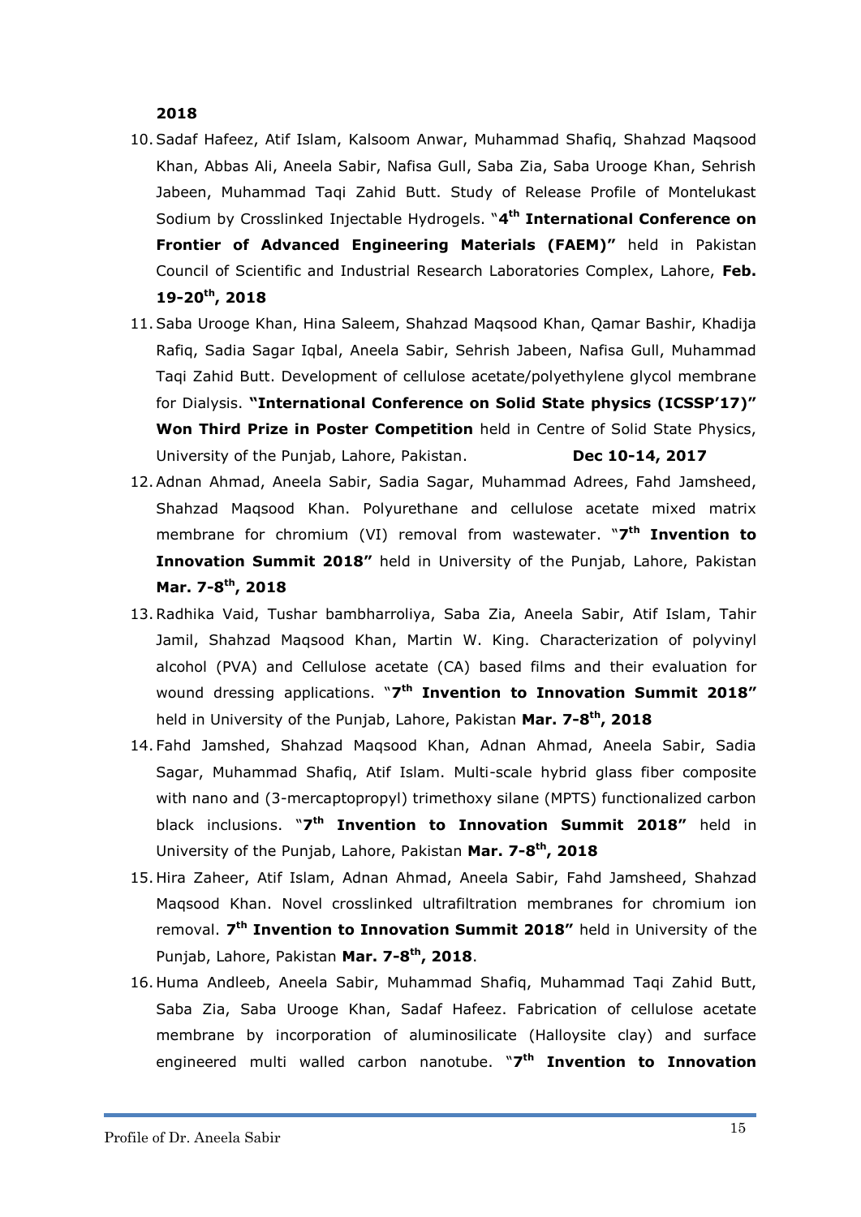**2018**

10. Sadaf Hafeez, Atif Islam, Kalsoom Anwar, Muhammad Shafiq, Shahzad Maqsood Khan, Abbas Ali, Aneela Sabir, Nafisa Gull, Saba Zia, Saba Urooge Khan, Sehrish Jabeen, Muhammad Taqi Zahid Butt. Study of Release Profile of Montelukast Sodium by Crosslinked Injectable Hydrogels. "**4th International Conference on Frontier of Advanced Engineering Materials (FAEM)"** held in Pakistan Council of Scientific and Industrial Research Laboratories Complex, Lahore, **Feb. 19-20th, 2018**
11. Saba Urooge Khan, Hina Saleem, Shahzad Maqsood Khan, Qamar Bashir, Khadija Rafiq, Sadia Sagar Iqbal, Aneela Sabir, Sehrish Jabeen, Nafisa Gull, Muhammad Taqi Zahid Butt. Development of cellulose acetate/polyethylene glycol membrane for Dialysis. **"International Conference on Solid State physics (ICSSP'17)" Won Third Prize in Poster Competition** held in Centre of Solid State Physics, University of the Punjab, Lahore, Pakistan. **Dec 10-14, 2017**
12. Adnan Ahmad, Aneela Sabir, Sadia Sagar, Muhammad Adrees, Fahd Jamsheed, Shahzad Maqsood Khan. Polyurethane and cellulose acetate mixed matrix membrane for chromium (VI) removal from wastewater. "**7th Invention to Innovation Summit 2018"** held in University of the Punjab, Lahore, Pakistan **Mar. 7-8th, 2018**
13. Radhika Vaid, Tushar bambharroliya, Saba Zia, Aneela Sabir, Atif Islam, Tahir Jamil, Shahzad Maqsood Khan, Martin W. King. Characterization of polyvinyl alcohol (PVA) and Cellulose acetate (CA) based films and their evaluation for wound dressing applications. "**7th Invention to Innovation Summit 2018"** held in University of the Punjab, Lahore, Pakistan **Mar. 7-8th, 2018**
14. Fahd Jamshed, Shahzad Maqsood Khan, Adnan Ahmad, Aneela Sabir, Sadia Sagar, Muhammad Shafiq, Atif Islam. Multi-scale hybrid glass fiber composite with nano and (3-mercaptopropyl) trimethoxy silane (MPTS) functionalized carbon black inclusions. "**7th Invention to Innovation Summit 2018"** held in University of the Punjab, Lahore, Pakistan **Mar. 7-8th, 2018**
15. Hira Zaheer, Atif Islam, Adnan Ahmad, Aneela Sabir, Fahd Jamsheed, Shahzad Maqsood Khan. Novel crosslinked ultrafiltration membranes for chromium ion removal. **7th Invention to Innovation Summit 2018"** held in University of the Punjab, Lahore, Pakistan **Mar. 7-8th, 2018**.
16. Huma Andleeb, Aneela Sabir, Muhammad Shafiq, Muhammad Taqi Zahid Butt, Saba Zia, Saba Urooge Khan, Sadaf Hafeez. Fabrication of cellulose acetate membrane by incorporation of aluminosilicate (Halloysite clay) and surface engineered multi walled carbon nanotube. "**7th Invention to Innovation**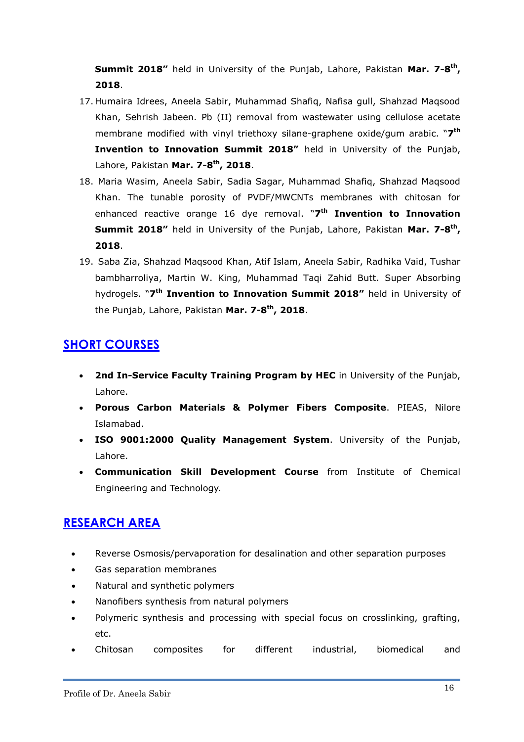**Summit 2018"** held in University of the Punjab, Lahore, Pakistan **Mar. 7-8th, 2018**.

17. Humaira Idrees, Aneela Sabir, Muhammad Shafiq, Nafisa gull, Shahzad Maqsood Khan, Sehrish Jabeen. Pb (II) removal from wastewater using cellulose acetate membrane modified with vinyl triethoxy silane-graphene oxide/gum arabic. "**7th Invention to Innovation Summit 2018"** held in University of the Punjab, Lahore, Pakistan **Mar. 7-8th, 2018**.
18. Maria Wasim, Aneela Sabir, Sadia Sagar, Muhammad Shafiq, Shahzad Maqsood Khan. The tunable porosity of PVDF/MWCNTs membranes with chitosan for enhanced reactive orange 16 dye removal. "**7th Invention to Innovation Summit 2018"** held in University of the Punjab, Lahore, Pakistan **Mar. 7-8th, 2018**.
19. Saba Zia, Shahzad Maqsood Khan, Atif Islam, Aneela Sabir, Radhika Vaid, Tushar bambharroliya, Martin W. King, Muhammad Taqi Zahid Butt. Super Absorbing hydrogels. "**7th Invention to Innovation Summit 2018"** held in University of the Punjab, Lahore, Pakistan **Mar. 7-8th, 2018**.

## SHORT COURSES

- **2nd In-Service Faculty Training Program by HEC** in University of the Punjab, Lahore.
- **Porous Carbon Materials & Polymer Fibers Composite**. PIEAS, Nilore Islamabad.
- **ISO 9001:2000 Quality Management System**. University of the Punjab, Lahore.
- **Communication Skill Development Course** from Institute of Chemical Engineering and Technology.

## RESEARCH AREA

- Reverse Osmosis/pervaporation for desalination and other separation purposes
- Gas separation membranes
- Natural and synthetic polymers
- Nanofibers synthesis from natural polymers
- Polymeric synthesis and processing with special focus on crosslinking, grafting, etc.
- Chitosan composites for different industrial, biomedical and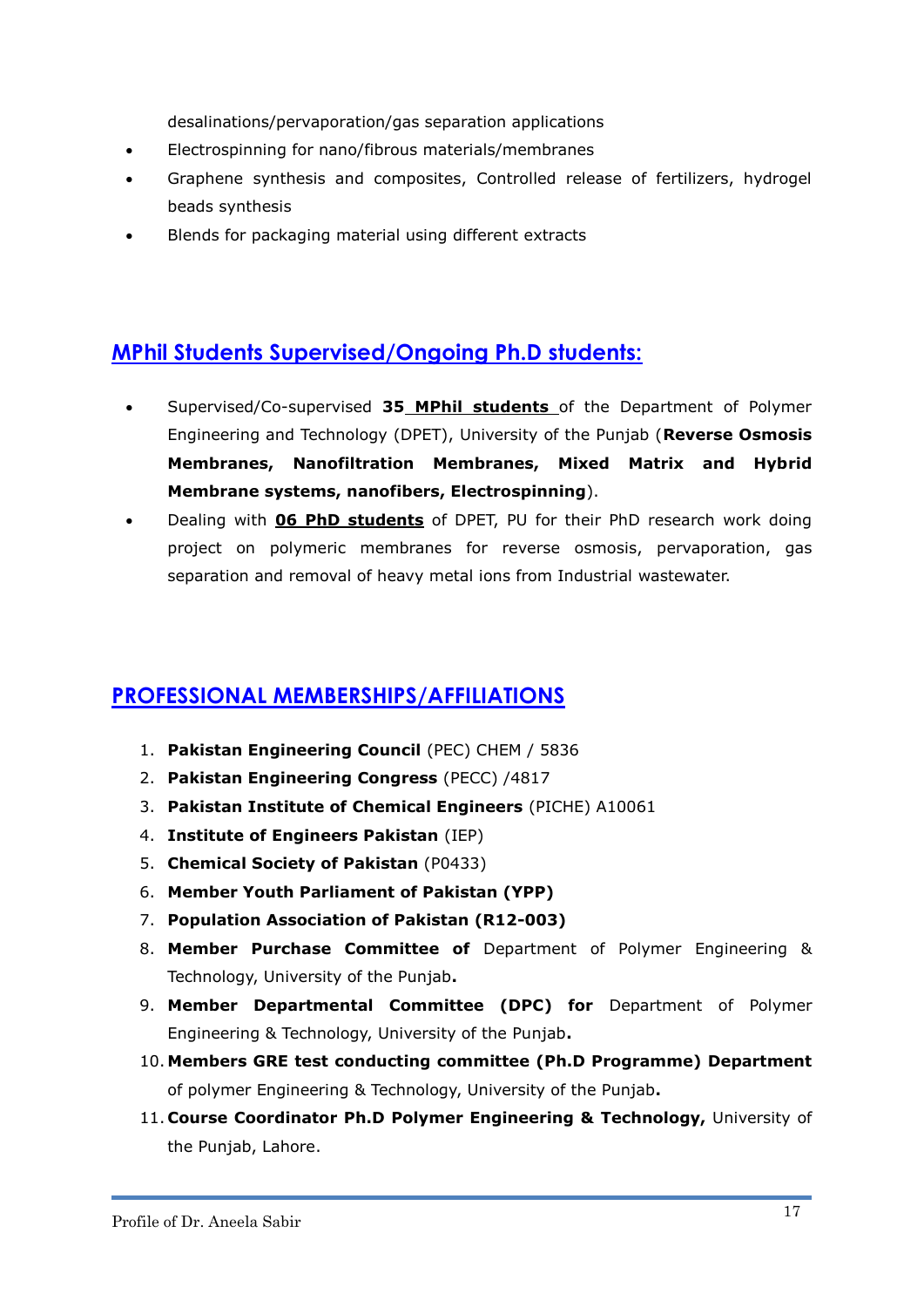desalinations/pervaporation/gas separation applications

- Electrospinning for nano/fibrous materials/membranes
- Graphene synthesis and composites, Controlled release of fertilizers, hydrogel beads synthesis
- Blends for packaging material using different extracts

## MPhil Students Supervised/Ongoing Ph.D students:

- Supervised/Co-supervised **35 MPhil students** of the Department of Polymer Engineering and Technology (DPET), University of the Punjab (**Reverse Osmosis Membranes, Nanofiltration Membranes, Mixed Matrix and Hybrid Membrane systems, nanofibers, Electrospinning**).
- Dealing with **06 PhD students** of DPET, PU for their PhD research work doing project on polymeric membranes for reverse osmosis, pervaporation, gas separation and removal of heavy metal ions from Industrial wastewater.

## PROFESSIONAL MEMBERSHIPS/AFFILIATIONS

1. **Pakistan Engineering Council** (PEC) CHEM / 5836
2. **Pakistan Engineering Congress** (PECC) /4817
3. **Pakistan Institute of Chemical Engineers** (PICHE) A10061
4. **Institute of Engineers Pakistan** (IEP)
5. **Chemical Society of Pakistan** (P0433)
6. **Member Youth Parliament of Pakistan (YPP)**
7. **Population Association of Pakistan (R12-003)**
8. **Member Purchase Committee of** Department of Polymer Engineering & Technology, University of the Punjab**.**
9. **Member Departmental Committee (DPC) for** Department of Polymer Engineering & Technology, University of the Punjab**.**
10. **Members GRE test conducting committee (Ph.D Programme) Department** of polymer Engineering & Technology, University of the Punjab**.**
11. **Course Coordinator Ph.D Polymer Engineering & Technology,** University of the Punjab, Lahore.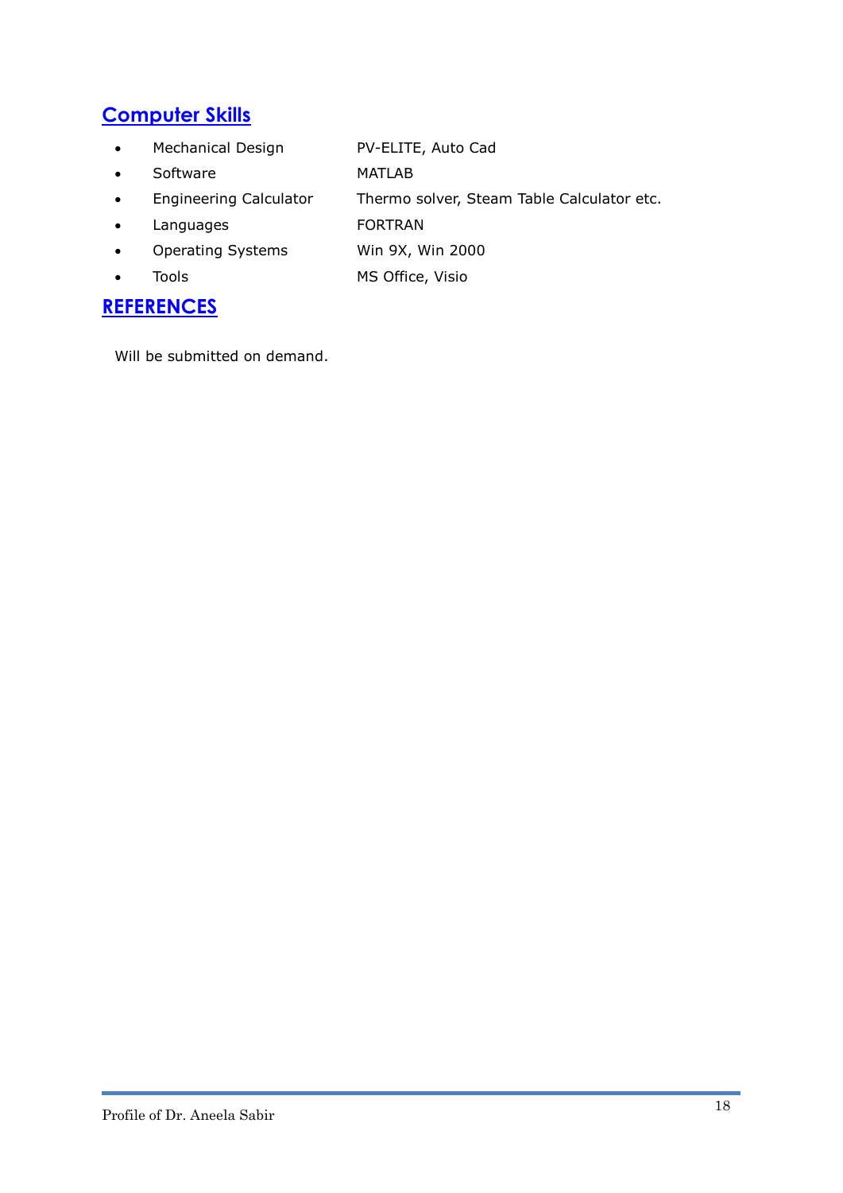## Computer Skills

- Mechanical Design PV-ELITE, Auto Cad
- Software MATLAB
- Engineering Calculator Thermo solver, Steam Table Calculator etc.
- Languages FORTRAN
- Operating Systems Win 9X, Win 2000
- Tools MS Office, Visio

## REFERENCES

Will be submitted on demand.